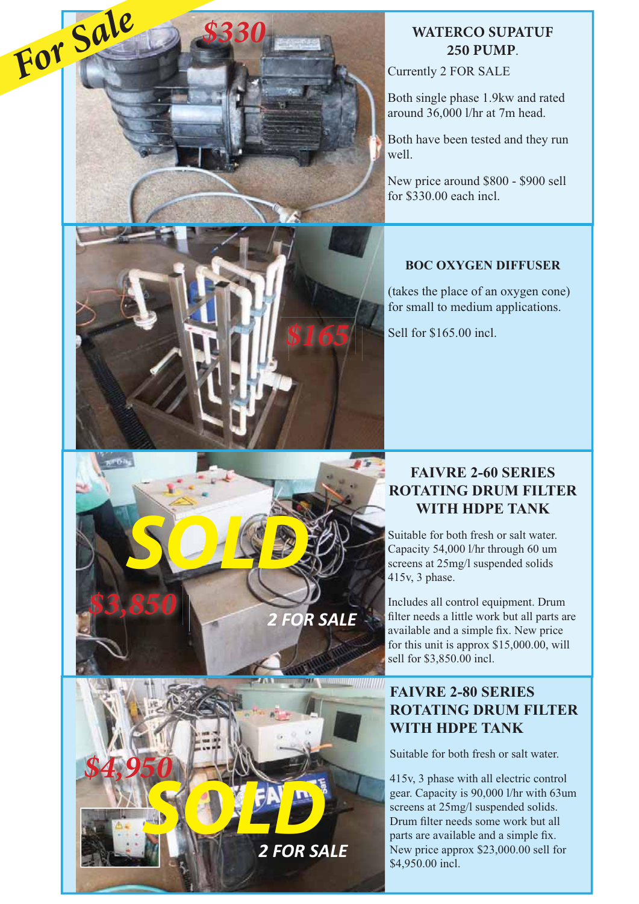For Sale

$330

## WATERCO SUPATUF 250 PUMP.

Currently 2 FOR SALE

Both single phase 1.9kw and rated around 36,000 l/hr at 7m head.

Both have been tested and they run well.

New price around $800 - $900 sell for $330.00 each incl.

$165

## BOC OXYGEN DIFFUSER

(takes the place of an oxygen cone) for small to medium applications.

Sell for $165.00 incl.

SOLD

$3,850

2 FOR SALE

## FAIVRE 2-60 SERIES ROTATING DRUM FILTER WITH HDPE TANK

Suitable for both fresh or salt water. Capacity 54,000 l/hr through 60 um screens at 25mg/l suspended solids 415v, 3 phase.

Includes all control equipment. Drum filter needs a little work but all parts are available and a simple fix. New price for this unit is approx $15,000.00, will sell for $3,850.00 incl.

$4,950

SOLD

2 FOR SALE

## FAIVRE 2-80 SERIES ROTATING DRUM FILTER WITH HDPE TANK

Suitable for both fresh or salt water.

415v, 3 phase with all electric control gear. Capacity is 90,000 l/hr with 63um screens at 25mg/l suspended solids. Drum filter needs some work but all parts are available and a simple fix. New price approx $23,000.00 sell for $4,950.00 incl.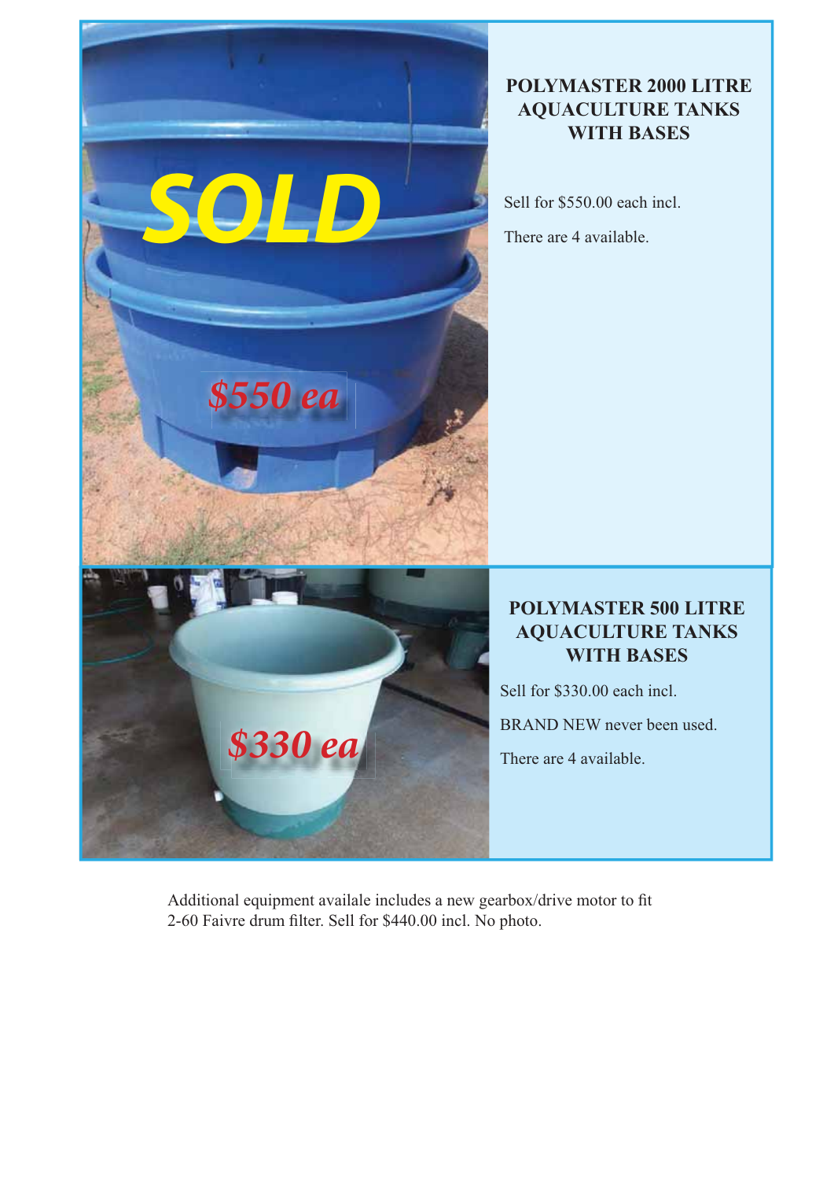SOLD

$550 ea

## POLYMASTER 2000 LITRE AQUACULTURE TANKS WITH BASES

Sell for $550.00 each incl.

There are 4 available.

$330 ea

## POLYMASTER 500 LITRE AQUACULTURE TANKS WITH BASES

Sell for $330.00 each incl.

BRAND NEW never been used.

There are 4 available.

Additional equipment availale includes a new gearbox/drive motor to fit 2-60 Faivre drum filter. Sell for $440.00 incl. No photo.